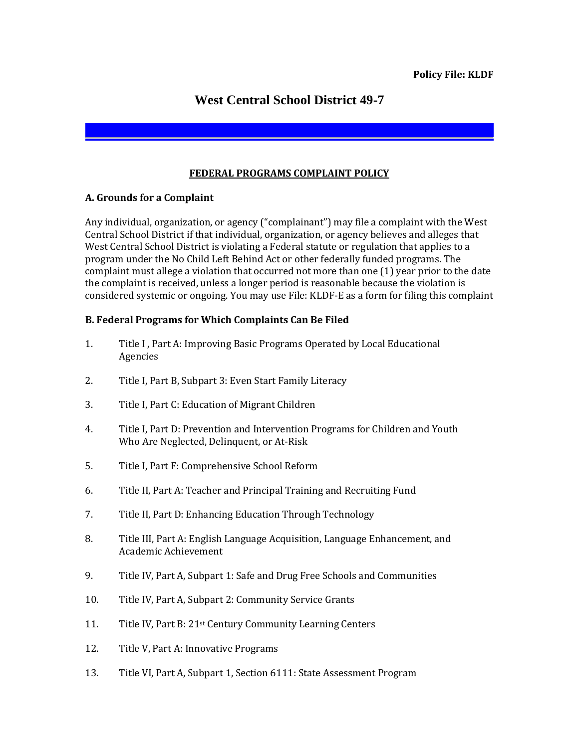**Policy File: KLDF**

# West Central School District 49-7

## FEDERAL PROGRAMS COMPLAINT POLICY

### A. Grounds for a Complaint

Any individual, organization, or agency ("complainant") may file a complaint with the West Central School District if that individual, organization, or agency believes and alleges that West Central School District is violating a Federal statute or regulation that applies to a program under the No Child Left Behind Act or other federally funded programs. The complaint must allege a violation that occurred not more than one (1) year prior to the date the complaint is received, unless a longer period is reasonable because the violation is considered systemic or ongoing. You may use File: KLDF-E as a form for filing this complaint

### B. Federal Programs for Which Complaints Can Be Filed

1. Title I , Part A: Improving Basic Programs Operated by Local Educational Agencies
2. Title I, Part B, Subpart 3: Even Start Family Literacy
3. Title I, Part C: Education of Migrant Children
4. Title I, Part D: Prevention and Intervention Programs for Children and Youth Who Are Neglected, Delinquent, or At-Risk
5. Title I, Part F: Comprehensive School Reform
6. Title II, Part A: Teacher and Principal Training and Recruiting Fund
7. Title II, Part D: Enhancing Education Through Technology
8. Title III, Part A: English Language Acquisition, Language Enhancement, and Academic Achievement
9. Title IV, Part A, Subpart 1: Safe and Drug Free Schools and Communities
10. Title IV, Part A, Subpart 2: Community Service Grants
11. Title IV, Part B: 21st Century Community Learning Centers
12. Title V, Part A: Innovative Programs
13. Title VI, Part A, Subpart 1, Section 6111: State Assessment Program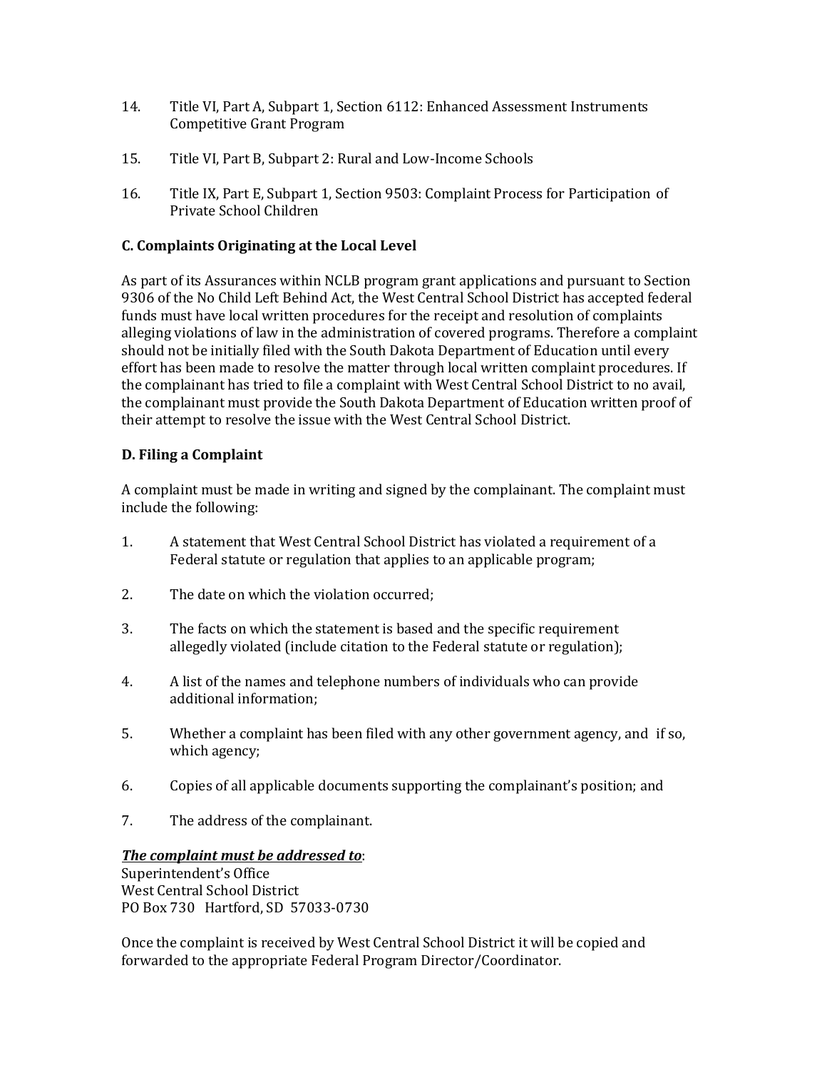14. Title VI, Part A, Subpart 1, Section 6112: Enhanced Assessment Instruments Competitive Grant Program

15. Title VI, Part B, Subpart 2: Rural and Low-Income Schools

16. Title IX, Part E, Subpart 1, Section 9503: Complaint Process for Participation of Private School Children

**C. Complaints Originating at the Local Level**

As part of its Assurances within NCLB program grant applications and pursuant to Section 9306 of the No Child Left Behind Act, the West Central School District has accepted federal funds must have local written procedures for the receipt and resolution of complaints alleging violations of law in the administration of covered programs. Therefore a complaint should not be initially filed with the South Dakota Department of Education until every effort has been made to resolve the matter through local written complaint procedures. If the complainant has tried to file a complaint with West Central School District to no avail, the complainant must provide the South Dakota Department of Education written proof of their attempt to resolve the issue with the West Central School District.

**D. Filing a Complaint**

A complaint must be made in writing and signed by the complainant. The complaint must include the following:

1. A statement that West Central School District has violated a requirement of a Federal statute or regulation that applies to an applicable program;

2. The date on which the violation occurred;

3. The facts on which the statement is based and the specific requirement allegedly violated (include citation to the Federal statute or regulation);

4. A list of the names and telephone numbers of individuals who can provide additional information;

5. Whether a complaint has been filed with any other government agency, and if so, which agency;

6. Copies of all applicable documents supporting the complainant's position; and

7. The address of the complainant.

***<u>The complaint must be addressed to</u>***:
Superintendent's Office
West Central School District
PO Box 730 Hartford, SD 57033-0730

Once the complaint is received by West Central School District it will be copied and forwarded to the appropriate Federal Program Director/Coordinator.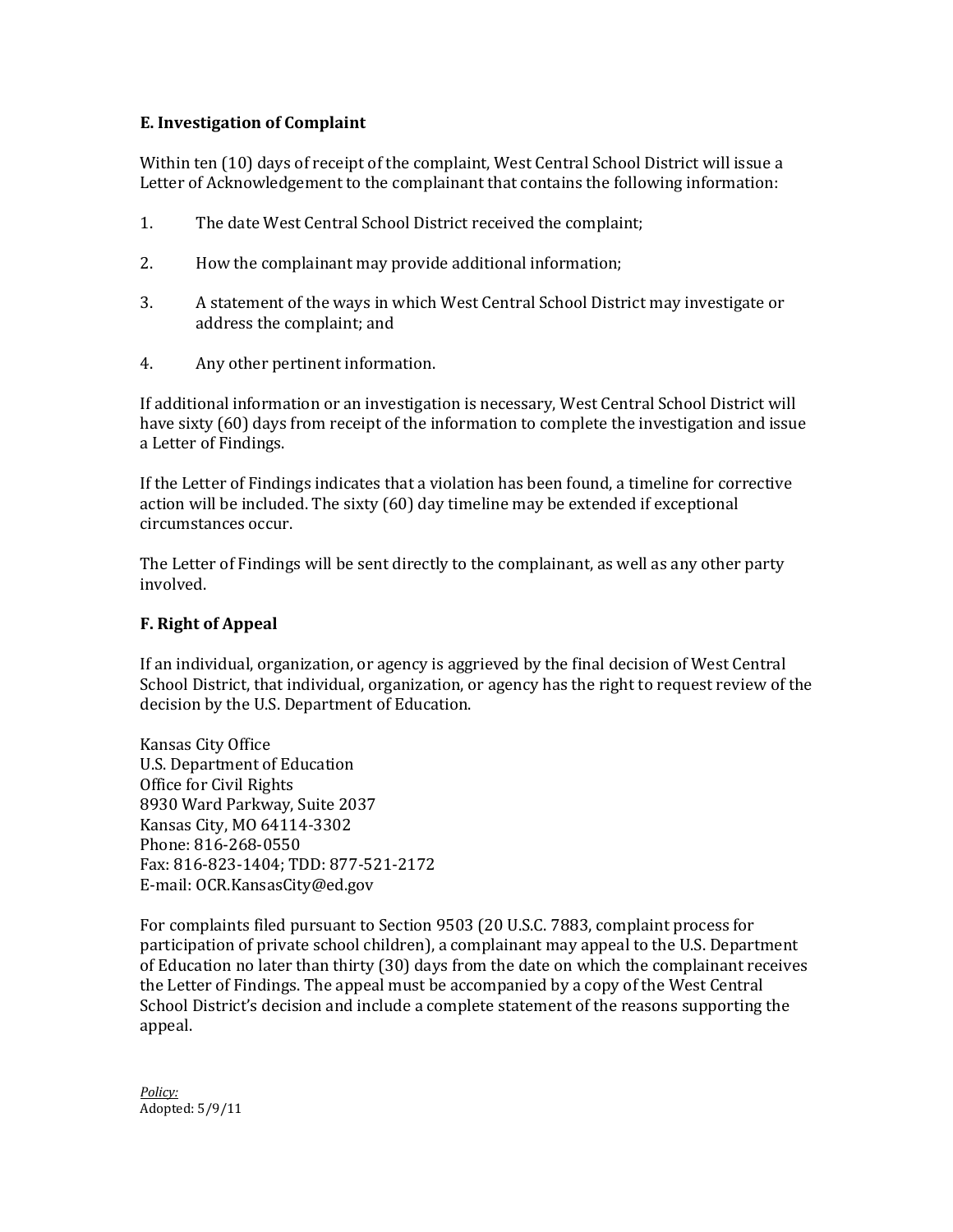**E. Investigation of Complaint**

Within ten (10) days of receipt of the complaint, West Central School District will issue a Letter of Acknowledgement to the complainant that contains the following information:

1. The date West Central School District received the complaint;

2. How the complainant may provide additional information;

3. A statement of the ways in which West Central School District may investigate or address the complaint; and

4. Any other pertinent information.

If additional information or an investigation is necessary, West Central School District will have sixty (60) days from receipt of the information to complete the investigation and issue a Letter of Findings.

If the Letter of Findings indicates that a violation has been found, a timeline for corrective action will be included. The sixty (60) day timeline may be extended if exceptional circumstances occur.

The Letter of Findings will be sent directly to the complainant, as well as any other party involved.

**F. Right of Appeal**

If an individual, organization, or agency is aggrieved by the final decision of West Central School District, that individual, organization, or agency has the right to request review of the decision by the U.S. Department of Education.

Kansas City Office
U.S. Department of Education
Office for Civil Rights
8930 Ward Parkway, Suite 2037
Kansas City, MO 64114-3302
Phone: 816-268-0550
Fax: 816-823-1404; TDD: 877-521-2172
E-mail: OCR.KansasCity@ed.gov

For complaints filed pursuant to Section 9503 (20 U.S.C. 7883, complaint process for participation of private school children), a complainant may appeal to the U.S. Department of Education no later than thirty (30) days from the date on which the complainant receives the Letter of Findings. The appeal must be accompanied by a copy of the West Central School District's decision and include a complete statement of the reasons supporting the appeal.

*Policy:*
Adopted: 5/9/11